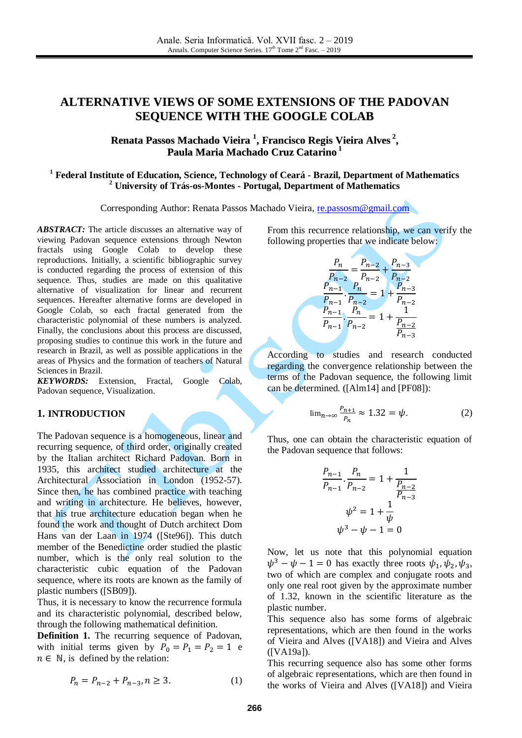# ALTERNATIVE VIEWS OF SOME EXTENSIONS OF THE PADOVAN SEQUENCE WITH THE GOOGLE COLAB

**Renata Passos Machado Vieira [1], Francisco Regis Vieira Alves [2], Paula Maria Machado Cruz Catarino [1]**

[1] **Federal Institute of Education, Science, Technology of Ceará - Brazil, Department of Mathematics**
[2] **University of Trás-os-Montes - Portugal, Department of Mathematics**

Corresponding Author: Renata Passos Machado Vieira, re.passosm@gmail.com

***ABSTRACT:*** The article discusses an alternative way of viewing Padovan sequence extensions through Newton fractals using Google Colab to develop these reproductions. Initially, a scientific bibliographic survey is conducted regarding the process of extension of this sequence. Thus, studies are made on this qualitative alternative of visualization for linear and recurrent sequences. Hereafter alternative forms are developed in Google Colab, so each fractal generated from the characteristic polynomial of these numbers is analyzed. Finally, the conclusions about this process are discussed, proposing studies to continue this work in the future and research in Brazil, as well as possible applications in the areas of Physics and the formation of teachers of Natural Sciences in Brazil.

***KEYWORDS:*** Extension, Fractal, Google Colab, Padovan sequence, Visualization.

## 1. INTRODUCTION

The Padovan sequence is a homogeneous, linear and recurring sequence, of third order, originally created by the Italian architect Richard Padovan. Born in 1935, this architect studied architecture at the Architectural Association in London (1952-57). Since then, he has combined practice with teaching and writing in architecture. He believes, however, that his true architecture education began when he found the work and thought of Dutch architect Dom Hans van der Laan in 1974 ([Ste96]). This dutch member of the Benedictine order studied the plastic number, which is the only real solution to the characteristic cubic equation of the Padovan sequence, where its roots are known as the family of plastic numbers ([SB09]).

Thus, it is necessary to know the recurrence formula and its characteristic polynomial, described below, through the following mathematical definition.

**Definition 1.** The recurring sequence of Padovan, with initial terms given by $P_0 = P_1 = P_2 = 1$ e $n \in \mathbb{N}$, is defined by the relation:

$$P_n = P_{n-2} + P_{n-3}, n \geq 3. \tag{1}$$

From this recurrence relationship, we can verify the following properties that we indicate below:

$$\frac{P_n}{P_{n-2}} = \frac{P_{n-2}}{P_{n-2}} + \frac{P_{n-3}}{P_{n-2}}$$

$$\frac{P_{n-1}}{P_{n-1}} \cdot \frac{P_n}{P_{n-2}} = 1 + \frac{P_{n-3}}{P_{n-2}}$$

$$\frac{P_{n-1}}{P_{n-1}} \cdot \frac{P_n}{P_{n-2}} = 1 + \frac{1}{\frac{P_{n-2}}{P_{n-3}}}$$

According to studies and research conducted regarding the convergence relationship between the terms of the Padovan sequence, the following limit can be determined. ([Alm14] and [PF08]):

$$\lim_{n\to\infty} \frac{P_{n+1}}{P_n} \approx 1.32 = \psi. \tag{2}$$

Thus, one can obtain the characteristic equation of the Padovan sequence that follows:

$$\frac{P_{n-1}}{P_{n-1}} \cdot \frac{P_n}{P_{n-2}} = 1 + \frac{1}{\frac{P_{n-2}}{P_{n-3}}}$$

$$\psi^2 = 1 + \frac{1}{\psi}$$

$$\psi^3 - \psi - 1 = 0$$

Now, let us note that this polynomial equation $\psi^3 - \psi - 1 = 0$ has exactly three roots $\psi_1, \psi_2, \psi_3$, two of which are complex and conjugate roots and only one real root given by the approximate number of 1.32, known in the scientific literature as the plastic number.

This sequence also has some forms of algebraic representations, which are then found in the works of Vieira and Alves ([VA18]) and Vieira and Alves ([VA19a]).

This recurring sequence also has some other forms of algebraic representations, which are then found in the works of Vieira and Alves ([VA18]) and Vieira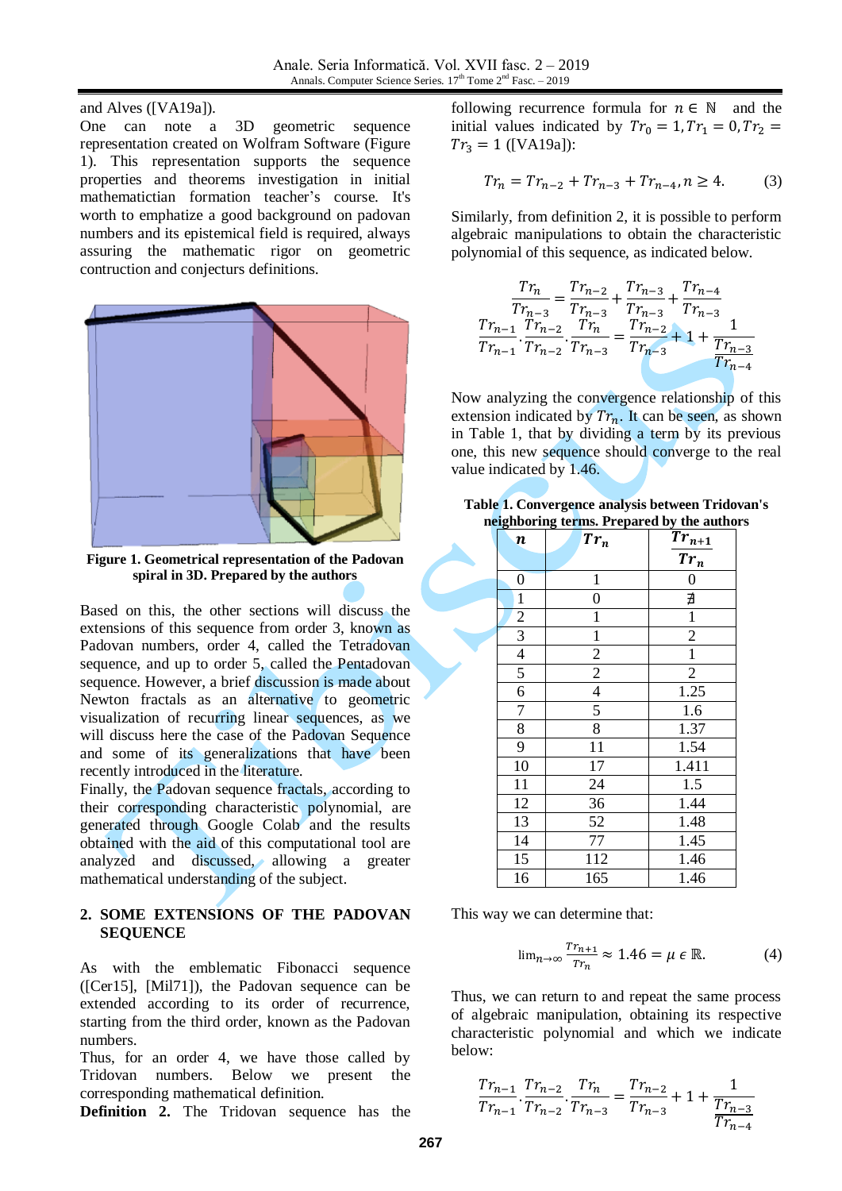and Alves ([VA19a]).

One can note a 3D geometric sequence representation created on Wolfram Software (Figure 1). This representation supports the sequence properties and theorems investigation in initial mathematictian formation teacher's course. It's worth to emphatize a good background on padovan numbers and its epistemical field is required, always assuring the mathematic rigor on geometric contruction and conjectures definitions.

**Figure 1. Geometrical representation of the Padovan spiral in 3D. Prepared by the authors**

Based on this, the other sections will discuss the extensions of this sequence from order 3, known as Padovan numbers, order 4, called the Tetradovan sequence, and up to order 5, called the Pentadovan sequence. However, a brief discussion is made about Newton fractals as an alternative to geometric visualization of recurring linear sequences, as we will discuss here the case of the Padovan Sequence and some of its generalizations that have been recently introduced in the literature.

Finally, the Padovan sequence fractals, according to their corresponding characteristic polynomial, are generated through Google Colab and the results obtained with the aid of this computational tool are analyzed and discussed, allowing a greater mathematical understanding of the subject.

## 2. SOME EXTENSIONS OF THE PADOVAN SEQUENCE

As with the emblematic Fibonacci sequence ([Cer15], [Mil71]), the Padovan sequence can be extended according to its order of recurrence, starting from the third order, known as the Padovan numbers.

Thus, for an order 4, we have those called by Tridovan numbers. Below we present the corresponding mathematical definition.

**Definition 2.** The Tridovan sequence has the following recurrence formula for $n \in \mathbb{N}$ and the initial values indicated by $Tr_0 = 1, Tr_1 = 0, Tr_2 = Tr_3 = 1$ ([VA19a]):

$$Tr_n = Tr_{n-2} + Tr_{n-3} + Tr_{n-4}, n \geq 4. \quad (3)$$

Similarly, from definition 2, it is possible to perform algebraic manipulations to obtain the characteristic polynomial of this sequence, as indicated below.

$$\frac{Tr_n}{Tr_{n-3}} = \frac{Tr_{n-2}}{Tr_{n-3}} + \frac{Tr_{n-3}}{Tr_{n-3}} + \frac{Tr_{n-4}}{Tr_{n-3}}$$

$$\frac{Tr_{n-1}}{Tr_{n-1}} \cdot \frac{Tr_{n-2}}{Tr_{n-2}} \cdot \frac{Tr_n}{Tr_{n-3}} = \frac{Tr_{n-2}}{Tr_{n-3}} + 1 + \frac{1}{\frac{Tr_{n-3}}{Tr_{n-4}}}$$

Now analyzing the convergence relationship of this extension indicated by $Tr_n$. It can be seen, as shown in Table 1, that by dividing a term by its previous one, this new sequence should converge to the real value indicated by 1.46.

**Table 1. Convergence analysis between Tridovan's neighboring terms. Prepared by the authors**

| $n$ | $Tr_n$ | $\frac{Tr_{n+1}}{Tr_n}$ |
|---|---|---|
| 0 | 1 | 0 |
| 1 | 0 | ∄ |
| 2 | 1 | 1 |
| 3 | 1 | 2 |
| 4 | 2 | 1 |
| 5 | 2 | 2 |
| 6 | 4 | 1.25 |
| 7 | 5 | 1.6 |
| 8 | 8 | 1.37 |
| 9 | 11 | 1.54 |
| 10 | 17 | 1.411 |
| 11 | 24 | 1.5 |
| 12 | 36 | 1.44 |
| 13 | 52 | 1.48 |
| 14 | 77 | 1.45 |
| 15 | 112 | 1.46 |
| 16 | 165 | 1.46 |

This way we can determine that:

$$\lim_{n\to\infty} \frac{Tr_{n+1}}{Tr_n} \approx 1.46 = \mu \in \mathbb{R}. \quad (4)$$

Thus, we can return to and repeat the same process of algebraic manipulation, obtaining its respective characteristic polynomial and which we indicate below:

$$\frac{Tr_{n-1}}{Tr_{n-1}} \cdot \frac{Tr_{n-2}}{Tr_{n-2}} \cdot \frac{Tr_n}{Tr_{n-3}} = \frac{Tr_{n-2}}{Tr_{n-3}} + 1 + \frac{1}{\frac{Tr_{n-3}}{Tr_{n-4}}}$$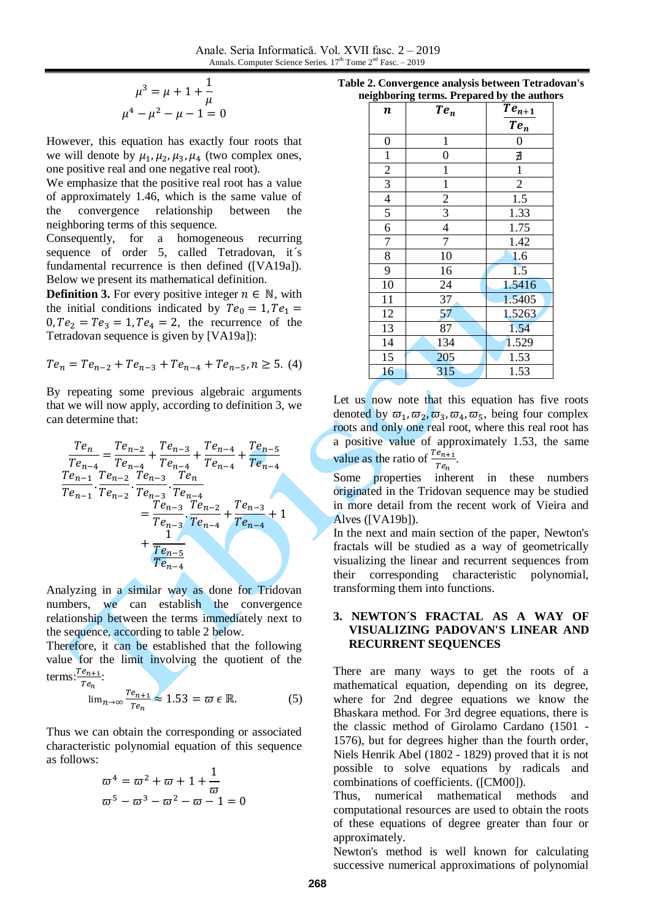$$\mu^3 = \mu + 1 + \frac{1}{\mu}$$
$$\mu^4 - \mu^2 - \mu - 1 = 0$$

However, this equation has exactly four roots that we will denote by $\mu_1, \mu_2, \mu_3, \mu_4$ (two complex ones, one positive real and one negative real root).

We emphasize that the positive real root has a value of approximately 1.46, which is the same value of the convergence relationship between the neighboring terms of this sequence.

Consequently, for a homogeneous recurring sequence of order 5, called Tetradovan, it´s fundamental recurrence is then defined ([VA19a]). Below we present its mathematical definition.

**Definition 3.** For every positive integer $n \in \mathbb{N}$, with the initial conditions indicated by $Te_0 = 1, Te_1 = 0, Te_2 = Te_3 = 1, Te_4 = 2$, the recurrence of the Tetradovan sequence is given by [VA19a]):

$$Te_n = Te_{n-2} + Te_{n-3} + Te_{n-4} + Te_{n-5}, n \geq 5. \quad (4)$$

By repeating some previous algebraic arguments that we will now apply, according to definition 3, we can determine that:

$$\frac{Te_n}{Te_{n-4}} = \frac{Te_{n-2}}{Te_{n-4}} + \frac{Te_{n-3}}{Te_{n-4}} + \frac{Te_{n-4}}{Te_{n-4}} + \frac{Te_{n-5}}{Te_{n-4}}$$
$$\frac{Te_{n-1}}{Te_{n-1}} \cdot \frac{Te_{n-2}}{Te_{n-2}} \cdot \frac{Te_{n-3}}{Te_{n-3}} \cdot \frac{Te_n}{Te_{n-4}} = \frac{Te_{n-3}}{Te_{n-3}} \cdot \frac{Te_{n-2}}{Te_{n-4}} + \frac{Te_{n-3}}{Te_{n-4}} + 1 + \frac{1}{\frac{Te_{n-5}}{Te_{n-4}}}$$

Analyzing in a similar way as done for Tridovan numbers, we can establish the convergence relationship between the terms immediately next to the sequence, according to table 2 below.

Therefore, it can be established that the following value for the limit involving the quotient of the terms: $\frac{Te_{n+1}}{Te_n}$:

$$\lim_{n\to\infty} \frac{Te_{n+1}}{Te_n} \approx 1.53 = \varpi \in \mathbb{R}. \quad (5)$$

Thus we can obtain the corresponding or associated characteristic polynomial equation of this sequence as follows:

$$\varpi^4 = \varpi^2 + \varpi + 1 + \frac{1}{\varpi}$$
$$\varpi^5 - \varpi^3 - \varpi^2 - \varpi - 1 = 0$$

**Table 2. Convergence analysis between Tetradovan's neighboring terms. Prepared by the authors**

| $n$ | $Te_n$ | $\frac{Te_{n+1}}{Te_n}$ |
|---|---|---|
| 0 | 1 | 0 |
| 1 | 0 | ∄ |
| 2 | 1 | 1 |
| 3 | 1 | 2 |
| 4 | 2 | 1.5 |
| 5 | 3 | 1.33 |
| 6 | 4 | 1.75 |
| 7 | 7 | 1.42 |
| 8 | 10 | 1.6 |
| 9 | 16 | 1.5 |
| 10 | 24 | 1.5416 |
| 11 | 37 | 1.5405 |
| 12 | 57 | 1.5263 |
| 13 | 87 | 1.54 |
| 14 | 134 | 1.529 |
| 15 | 205 | 1.53 |
| 16 | 315 | 1.53 |

Let us now note that this equation has five roots denoted by $\varpi_1, \varpi_2, \varpi_3, \varpi_4, \varpi_5$, being four complex roots and only one real root, where this real root has a positive value of approximately 1.53, the same value as the ratio of $\frac{Te_{n+1}}{Te_n}$.

Some properties inherent in these numbers originated in the Tridovan sequence may be studied in more detail from the recent work of Vieira and Alves ([VA19b]).

In the next and main section of the paper, Newton's fractals will be studied as a way of geometrically visualizing the linear and recurrent sequences from their corresponding characteristic polynomial, transforming them into functions.

## 3. NEWTON´S FRACTAL AS A WAY OF VISUALIZING PADOVAN'S LINEAR AND RECURRENT SEQUENCES

There are many ways to get the roots of a mathematical equation, depending on its degree, where for 2nd degree equations we know the Bhaskara method. For 3rd degree equations, there is the classic method of Girolamo Cardano (1501 - 1576), but for degrees higher than the fourth order, Niels Henrik Abel (1802 - 1829) proved that it is not possible to solve equations by radicals and combinations of coefficients. ([CM00]).

Thus, numerical mathematical methods and computational resources are used to obtain the roots of these equations of degree greater than four or approximately.

Newton's method is well known for calculating successive numerical approximations of polynomial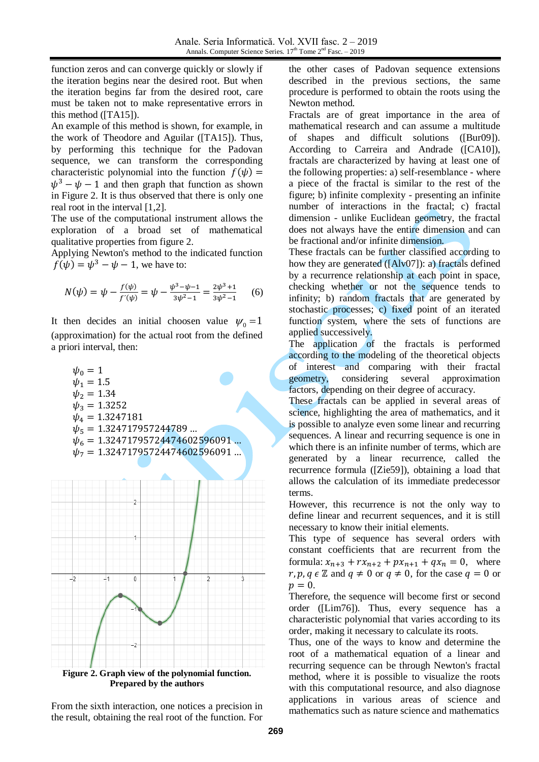function zeros and can converge quickly or slowly if the iteration begins near the desired root. But when the iteration begins far from the desired root, care must be taken not to make representative errors in this method ([TA15]).

An example of this method is shown, for example, in the work of Theodore and Aguilar ([TA15]). Thus, by performing this technique for the Padovan sequence, we can transform the corresponding characteristic polynomial into the function $f(\psi) = \psi^3 - \psi - 1$ and then graph that function as shown in Figure 2. It is thus observed that there is only one real root in the interval [1,2].

The use of the computational instrument allows the exploration of a broad set of mathematical qualitative properties from figure 2.

Applying Newton's method to the indicated function $f(\psi) = \psi^3 - \psi - 1$, we have to:

$$N(\psi) = \psi - \frac{f(\psi)}{f'(\psi)} = \psi - \frac{\psi^3-\psi-1}{3\psi^2-1} = \frac{2\psi^3+1}{3\psi^2-1} \quad (6)$$

It then decides an initial choosen value $\psi_0 = 1$ (approximation) for the actual root from the defined a priori interval, then:

$$\psi_0 = 1$$
$$\psi_1 = 1.5$$
$$\psi_2 = 1.34$$
$$\psi_3 = 1.3252$$
$$\psi_4 = 1.3247181$$
$$\psi_5 = 1.324717957244789 \ldots$$
$$\psi_6 = 1.3247179572447460259609 1 \ldots$$
$$\psi_7 = 1.3247179572447460259609 1 \ldots$$

**Figure 2. Graph view of the polynomial function. Prepared by the authors**

From the sixth interaction, one notices a precision in the result, obtaining the real root of the function. For the other cases of Padovan sequence extensions described in the previous sections, the same procedure is performed to obtain the roots using the Newton method.

Fractals are of great importance in the area of mathematical research and can assume a multitude of shapes and difficult solutions ([Bur09]). According to Carreira and Andrade ([CA10]), fractals are characterized by having at least one of the following properties: a) self-resemblance - where a piece of the fractal is similar to the rest of the figure; b) infinite complexity - presenting an infinite number of interactions in the fractal; c) fractal dimension - unlike Euclidean geometry, the fractal does not always have the entire dimension and can be fractional and/or infinite dimension.

These fractals can be further classified according to how they are generated ([Alv07]): a) fractals defined by a recurrence relationship at each point in space, checking whether or not the sequence tends to infinity; b) random fractals that are generated by stochastic processes; c) fixed point of an iterated function system, where the sets of functions are applied successively.

The application of the fractals is performed according to the modeling of the theoretical objects of interest and comparing with their fractal geometry, considering several approximation factors, depending on their degree of accuracy.

These fractals can be applied in several areas of science, highlighting the area of mathematics, and it is possible to analyze even some linear and recurring sequences. A linear and recurring sequence is one in which there is an infinite number of terms, which are generated by a linear recurrence, called the recurrence formula ([Zie59]), obtaining a load that allows the calculation of its immediate predecessor terms.

However, this recurrence is not the only way to define linear and recurrent sequences, and it is still necessary to know their initial elements.

This type of sequence has several orders with constant coefficients that are recurrent from the formula: $x_{n+3} + rx_{n+2} + px_{n+1} + qx_n = 0$, where $r, p, q \in \mathbb{Z}$ and $q \neq 0$ or $q \neq 0$, for the case $q = 0$ or $p = 0$.

Therefore, the sequence will become first or second order ([Lim76]). Thus, every sequence has a characteristic polynomial that varies according to its order, making it necessary to calculate its roots.

Thus, one of the ways to know and determine the root of a mathematical equation of a linear and recurring sequence can be through Newton's fractal method, where it is possible to visualize the roots with this computational resource, and also diagnose applications in various areas of science and mathematics such as nature science and mathematics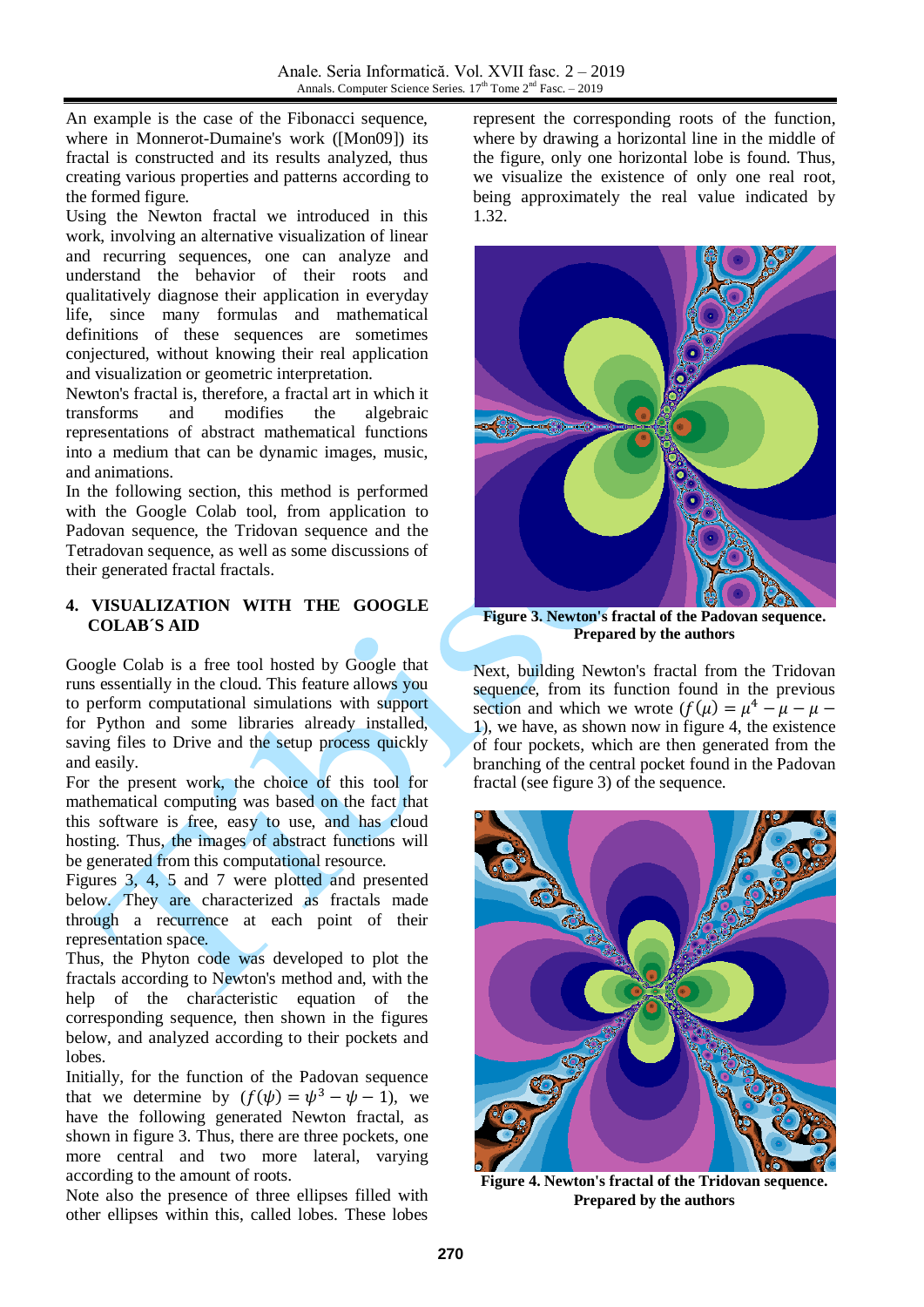An example is the case of the Fibonacci sequence, where in Monnerot-Dumaine's work ([Mon09]) its fractal is constructed and its results analyzed, thus creating various properties and patterns according to the formed figure.

Using the Newton fractal we introduced in this work, involving an alternative visualization of linear and recurring sequences, one can analyze and understand the behavior of their roots and qualitatively diagnose their application in everyday life, since many formulas and mathematical definitions of these sequences are sometimes conjectured, without knowing their real application and visualization or geometric interpretation.

Newton's fractal is, therefore, a fractal art in which it transforms and modifies the algebraic representations of abstract mathematical functions into a medium that can be dynamic images, music, and animations.

In the following section, this method is performed with the Google Colab tool, from application to Padovan sequence, the Tridovan sequence and the Tetradovan sequence, as well as some discussions of their generated fractal fractals.

## 4. VISUALIZATION WITH THE GOOGLE COLAB´S AID

Google Colab is a free tool hosted by Google that runs essentially in the cloud. This feature allows you to perform computational simulations with support for Python and some libraries already installed, saving files to Drive and the setup process quickly and easily.

For the present work, the choice of this tool for mathematical computing was based on the fact that this software is free, easy to use, and has cloud hosting. Thus, the images of abstract functions will be generated from this computational resource.

Figures 3, 4, 5 and 7 were plotted and presented below. They are characterized as fractals made through a recurrence at each point of their representation space.

Thus, the Phyton code was developed to plot the fractals according to Newton's method and, with the help of the characteristic equation of the corresponding sequence, then shown in the figures below, and analyzed according to their pockets and lobes.

Initially, for the function of the Padovan sequence that we determine by $(f(\psi) = \psi^3 - \psi - 1)$, we have the following generated Newton fractal, as shown in figure 3. Thus, there are three pockets, one more central and two more lateral, varying according to the amount of roots.

Note also the presence of three ellipses filled with other ellipses within this, called lobes. These lobes represent the corresponding roots of the function, where by drawing a horizontal line in the middle of the figure, only one horizontal lobe is found. Thus, we visualize the existence of only one real root, being approximately the real value indicated by 1.32.

**Figure 3. Newton's fractal of the Padovan sequence. Prepared by the authors**

Next, building Newton's fractal from the Tridovan sequence, from its function found in the previous section and which we wrote $(f(\mu) = \mu^4 - \mu - \mu - 1)$, we have, as shown now in figure 4, the existence of four pockets, which are then generated from the branching of the central pocket found in the Padovan fractal (see figure 3) of the sequence.

**Figure 4. Newton's fractal of the Tridovan sequence. Prepared by the authors**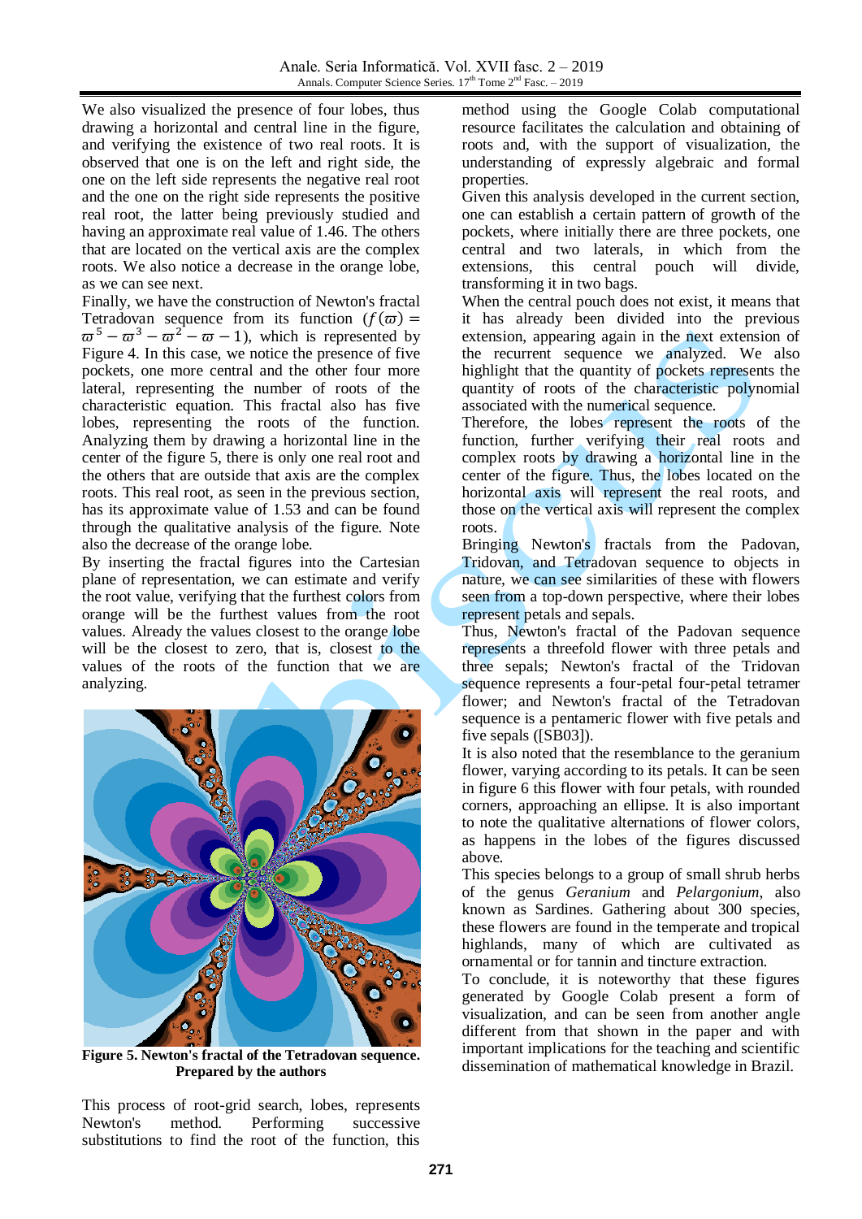We also visualized the presence of four lobes, thus drawing a horizontal and central line in the figure, and verifying the existence of two real roots. It is observed that one is on the left and right side, the one on the left side represents the negative real root and the one on the right side represents the positive real root, the latter being previously studied and having an approximate real value of 1.46. The others that are located on the vertical axis are the complex roots. We also notice a decrease in the orange lobe, as we can see next.

Finally, we have the construction of Newton's fractal Tetradovan sequence from its function ($f(\varpi) = \varpi^5 - \varpi^3 - \varpi^2 - \varpi - 1$), which is represented by Figure 4. In this case, we notice the presence of five pockets, one more central and the other four more lateral, representing the number of roots of the characteristic equation. This fractal also has five lobes, representing the roots of the function. Analyzing them by drawing a horizontal line in the center of the figure 5, there is only one real root and the others that are outside that axis are the complex roots. This real root, as seen in the previous section, has its approximate value of 1.53 and can be found through the qualitative analysis of the figure. Note also the decrease of the orange lobe.

By inserting the fractal figures into the Cartesian plane of representation, we can estimate and verify the root value, verifying that the furthest colors from orange will be the furthest values from the root values. Already the values closest to the orange lobe will be the closest to zero, that is, closest to the values of the roots of the function that we are analyzing.

**Figure 5. Newton's fractal of the Tetradovan sequence. Prepared by the authors**

This process of root-grid search, lobes, represents Newton's method. Performing successive substitutions to find the root of the function, this method using the Google Colab computational resource facilitates the calculation and obtaining of roots and, with the support of visualization, the understanding of expressly algebraic and formal properties.

Given this analysis developed in the current section, one can establish a certain pattern of growth of the pockets, where initially there are three pockets, one central and two laterals, in which from the extensions, this central pouch will divide, transforming it in two bags.

When the central pouch does not exist, it means that it has already been divided into the previous extension, appearing again in the next extension of the recurrent sequence we analyzed. We also highlight that the quantity of pockets represents the quantity of roots of the characteristic polynomial associated with the numerical sequence.

Therefore, the lobes represent the roots of the function, further verifying their real roots and complex roots by drawing a horizontal line in the center of the figure. Thus, the lobes located on the horizontal axis will represent the real roots, and those on the vertical axis will represent the complex roots.

Bringing Newton's fractals from the Padovan, Tridovan, and Tetradovan sequence to objects in nature, we can see similarities of these with flowers seen from a top-down perspective, where their lobes represent petals and sepals.

Thus, Newton's fractal of the Padovan sequence represents a threefold flower with three petals and three sepals; Newton's fractal of the Tridovan sequence represents a four-petal four-petal tetramer flower; and Newton's fractal of the Tetradovan sequence is a pentameric flower with five petals and five sepals ([SB03]).

It is also noted that the resemblance to the geranium flower, varying according to its petals. It can be seen in figure 6 this flower with four petals, with rounded corners, approaching an ellipse. It is also important to note the qualitative alternations of flower colors, as happens in the lobes of the figures discussed above.

This species belongs to a group of small shrub herbs of the genus *Geranium* and *Pelargonium*, also known as Sardines. Gathering about 300 species, these flowers are found in the temperate and tropical highlands, many of which are cultivated as ornamental or for tannin and tincture extraction.

To conclude, it is noteworthy that these figures generated by Google Colab present a form of visualization, and can be seen from another angle different from that shown in the paper and with important implications for the teaching and scientific dissemination of mathematical knowledge in Brazil.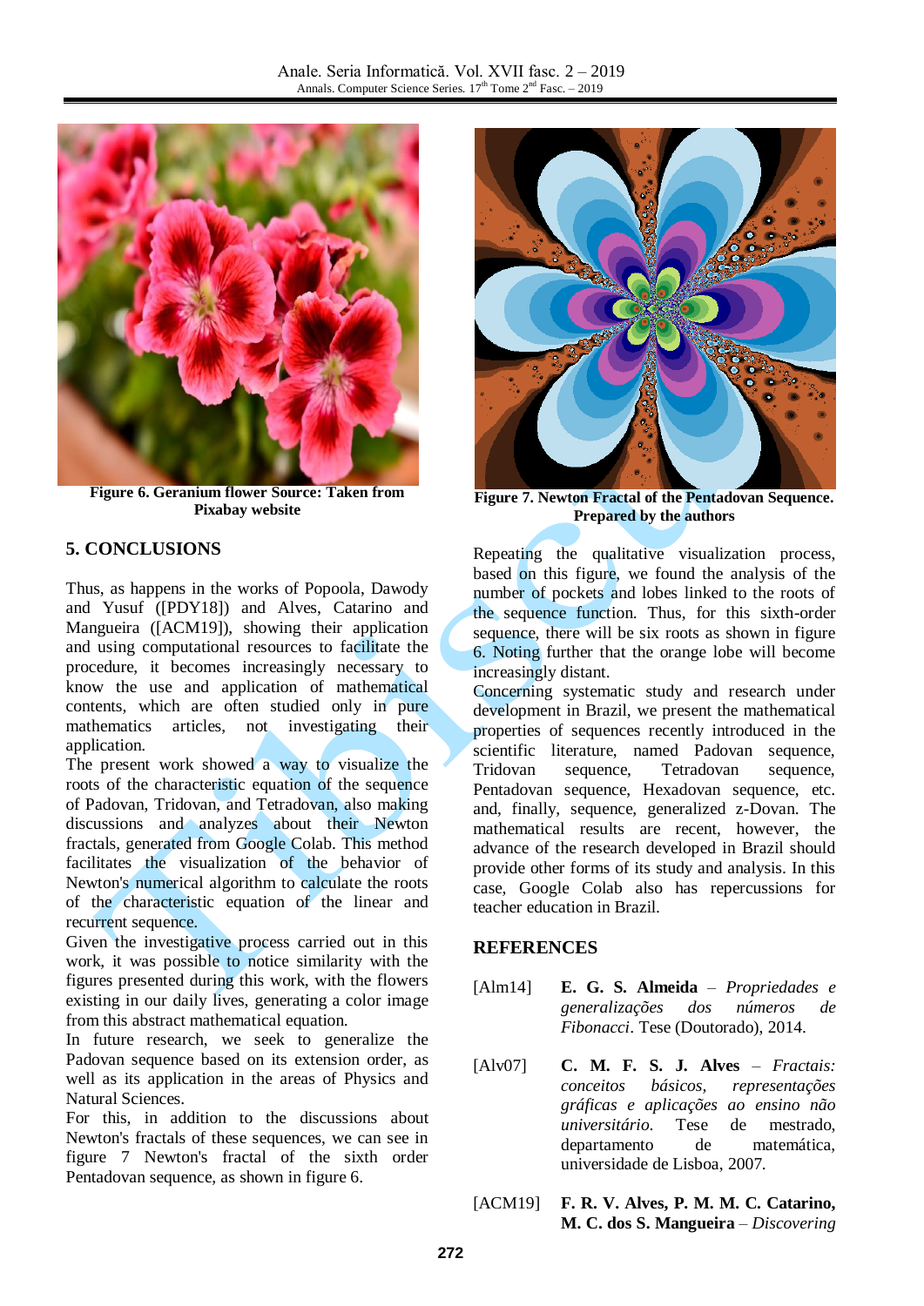Figure 6. Geranium flower Source: Taken from Pixabay website

## 5. CONCLUSIONS

Thus, as happens in the works of Popoola, Dawody and Yusuf ([PDY18]) and Alves, Catarino and Mangueira ([ACM19]), showing their application and using computational resources to facilitate the procedure, it becomes increasingly necessary to know the use and application of mathematical contents, which are often studied only in pure mathematics articles, not investigating their application.

The present work showed a way to visualize the roots of the characteristic equation of the sequence of Padovan, Tridovan, and Tetradovan, also making discussions and analyzes about their Newton fractals, generated from Google Colab. This method facilitates the visualization of the behavior of Newton's numerical algorithm to calculate the roots of the characteristic equation of the linear and recurrent sequence.

Given the investigative process carried out in this work, it was possible to notice similarity with the figures presented during this work, with the flowers existing in our daily lives, generating a color image from this abstract mathematical equation.

In future research, we seek to generalize the Padovan sequence based on its extension order, as well as its application in the areas of Physics and Natural Sciences.

For this, in addition to the discussions about Newton's fractals of these sequences, we can see in figure 7 Newton's fractal of the sixth order Pentadovan sequence, as shown in figure 6.

Figure 7. Newton Fractal of the Pentadovan Sequence. Prepared by the authors

Repeating the qualitative visualization process, based on this figure, we found the analysis of the number of pockets and lobes linked to the roots of the sequence function. Thus, for this sixth-order sequence, there will be six roots as shown in figure 6. Noting further that the orange lobe will become increasingly distant.

Concerning systematic study and research under development in Brazil, we present the mathematical properties of sequences recently introduced in the scientific literature, named Padovan sequence, Tridovan sequence, Tetradovan sequence, Pentadovan sequence, Hexadovan sequence, etc. and, finally, sequence, generalized z-Dovan. The mathematical results are recent, however, the advance of the research developed in Brazil should provide other forms of its study and analysis. In this case, Google Colab also has repercussions for teacher education in Brazil.

## REFERENCES

[Alm14] **E. G. S. Almeida** – *Propriedades e generalizações dos números de Fibonacci*. Tese (Doutorado), 2014.

[Alv07] **C. M. F. S. J. Alves** – *Fractais: conceitos básicos, representações gráficas e aplicações ao ensino não universitário.* Tese de mestrado, departamento de matemática, universidade de Lisboa, 2007.

[ACM19] **F. R. V. Alves, P. M. M. C. Catarino, M. C. dos S. Mangueira** – *Discovering*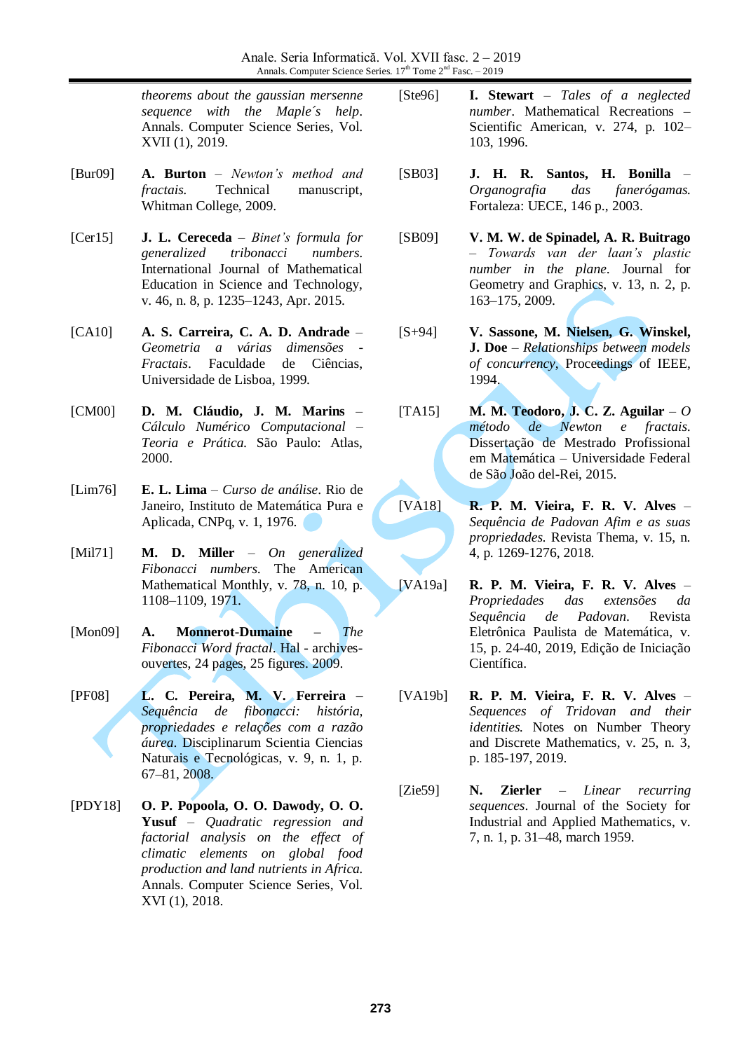theorems about the gaussian mersenne sequence with the Maple´s help*. Annals. Computer Science Series, Vol. XVII (1), 2019.

[Bur09] **A. Burton** – *Newton's method and fractais.* Technical manuscript, Whitman College, 2009.

[Cer15] **J. L. Cereceda** – *Binet's formula for generalized tribonacci numbers.* International Journal of Mathematical Education in Science and Technology, v. 46, n. 8, p. 1235–1243, Apr. 2015.

[CA10] **A. S. Carreira, C. A. D. Andrade** – *Geometria a várias dimensões - Fractais*. Faculdade de Ciências, Universidade de Lisboa, 1999.

[CM00] **D. M. Cláudio, J. M. Marins** – *Cálculo Numérico Computacional – Teoria e Prática.* São Paulo: Atlas, 2000.

[Lim76] **E. L. Lima** – *Curso de análise*. Rio de Janeiro, Instituto de Matemática Pura e Aplicada, CNPq, v. 1, 1976.

[Mil71] **M. D. Miller** – *On generalized Fibonacci numbers.* The American Mathematical Monthly, v. 78, n. 10, p. 1108–1109, 1971.

[Mon09] **A. Monnerot-Dumaine** – *The Fibonacci Word fractal*. Hal - archives-ouvertes, 24 pages, 25 figures. 2009.

[PF08] **L. C. Pereira, M. V. Ferreira** – *Sequência de fibonacci: história, propriedades e relações com a razão áurea*. Disciplinarum Scientia Ciencias Naturais e Tecnológicas, v. 9, n. 1, p. 67–81, 2008.

[PDY18] **O. P. Popoola, O. O. Dawody, O. O. Yusuf** – *Quadratic regression and factorial analysis on the effect of climatic elements on global food production and land nutrients in Africa.* Annals. Computer Science Series, Vol. XVI (1), 2018.

[Ste96] **I. Stewart** – *Tales of a neglected number*. Mathematical Recreations – Scientific American, v. 274, p. 102–103, 1996.

[SB03] **J. H. R. Santos, H. Bonilla** – *Organografia das fanerógamas.* Fortaleza: UECE, 146 p., 2003.

[SB09] **V. M. W. de Spinadel, A. R. Buitrago** – *Towards van der laan's plastic number in the plane*. Journal for Geometry and Graphics, v. 13, n. 2, p. 163–175, 2009.

[S+94] **V. Sassone, M. Nielsen, G. Winskel, J. Doe** – *Relationships between models of concurrency*, Proceedings of IEEE, 1994.

[TA15] **M. M. Teodoro, J. C. Z. Aguilar** – *O método de Newton e fractais.* Dissertação de Mestrado Profissional em Matemática – Universidade Federal de São João del-Rei, 2015.

[VA18] **R. P. M. Vieira, F. R. V. Alves** – *Sequência de Padovan Afim e as suas propriedades.* Revista Thema, v. 15, n. 4, p. 1269-1276, 2018.

[VA19a] **R. P. M. Vieira, F. R. V. Alves** – *Propriedades das extensões da Sequência de Padovan*. Revista Eletrônica Paulista de Matemática, v. 15, p. 24-40, 2019, Edição de Iniciação Científica.

[VA19b] **R. P. M. Vieira, F. R. V. Alves** – *Sequences of Tridovan and their identities.* Notes on Number Theory and Discrete Mathematics, v. 25, n. 3, p. 185-197, 2019.

[Zie59] **N. Zierler** – *Linear recurring sequences*. Journal of the Society for Industrial and Applied Mathematics, v. 7, n. 1, p. 31–48, march 1959.